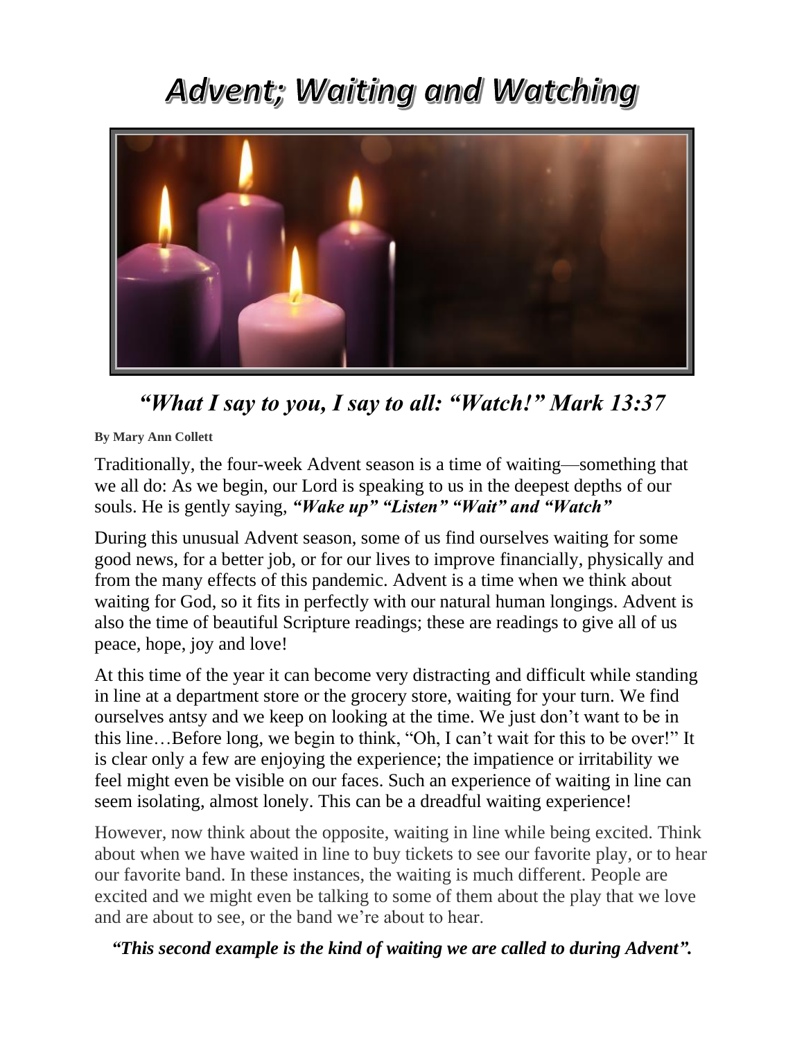# *Advent; Waiting and Watching*

## *"What I say to you, I say to all: "Watch!" Mark 13:37*

**By Mary Ann Collett**

Traditionally, the four-week Advent season is a time of waiting—something that we all do: As we begin, our Lord is speaking to us in the deepest depths of our souls. He is gently saying, ***"Wake up" "Listen" "Wait" and "Watch"***

During this unusual Advent season, some of us find ourselves waiting for some good news, for a better job, or for our lives to improve financially, physically and from the many effects of this pandemic. Advent is a time when we think about waiting for God, so it fits in perfectly with our natural human longings. Advent is also the time of beautiful Scripture readings; these are readings to give all of us peace, hope, joy and love!

At this time of the year it can become very distracting and difficult while standing in line at a department store or the grocery store, waiting for your turn. We find ourselves antsy and we keep on looking at the time. We just don't want to be in this line…Before long, we begin to think, "Oh, I can't wait for this to be over!" It is clear only a few are enjoying the experience; the impatience or irritability we feel might even be visible on our faces. Such an experience of waiting in line can seem isolating, almost lonely. This can be a dreadful waiting experience!

However, now think about the opposite, waiting in line while being excited. Think about when we have waited in line to buy tickets to see our favorite play, or to hear our favorite band. In these instances, the waiting is much different. People are excited and we might even be talking to some of them about the play that we love and are about to see, or the band we're about to hear.

***"This second example is the kind of waiting we are called to during Advent".***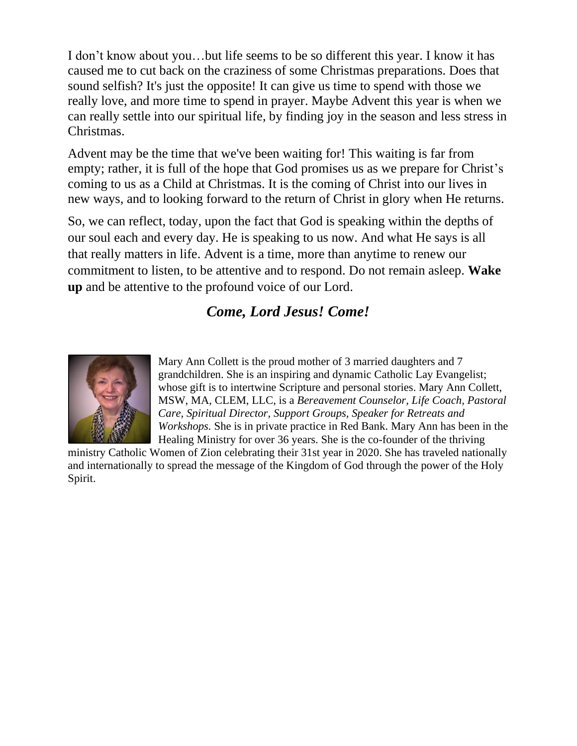I don't know about you…but life seems to be so different this year. I know it has caused me to cut back on the craziness of some Christmas preparations. Does that sound selfish? It's just the opposite! It can give us time to spend with those we really love, and more time to spend in prayer. Maybe Advent this year is when we can really settle into our spiritual life, by finding joy in the season and less stress in Christmas.

Advent may be the time that we've been waiting for! This waiting is far from empty; rather, it is full of the hope that God promises us as we prepare for Christ's coming to us as a Child at Christmas. It is the coming of Christ into our lives in new ways, and to looking forward to the return of Christ in glory when He returns.

So, we can reflect, today, upon the fact that God is speaking within the depths of our soul each and every day. He is speaking to us now. And what He says is all that really matters in life. Advent is a time, more than anytime to renew our commitment to listen, to be attentive and to respond. Do not remain asleep. **Wake up** and be attentive to the profound voice of our Lord.

***Come, Lord Jesus! Come!***

Mary Ann Collett is the proud mother of 3 married daughters and 7 grandchildren. She is an inspiring and dynamic Catholic Lay Evangelist; whose gift is to intertwine Scripture and personal stories. Mary Ann Collett, MSW, MA, CLEM, LLC, is a *Bereavement Counselor, Life Coach, Pastoral Care, Spiritual Director, Support Groups, Speaker for Retreats and Workshops.* She is in private practice in Red Bank. Mary Ann has been in the Healing Ministry for over 36 years. She is the co-founder of the thriving ministry Catholic Women of Zion celebrating their 31st year in 2020. She has traveled nationally and internationally to spread the message of the Kingdom of God through the power of the Holy Spirit.